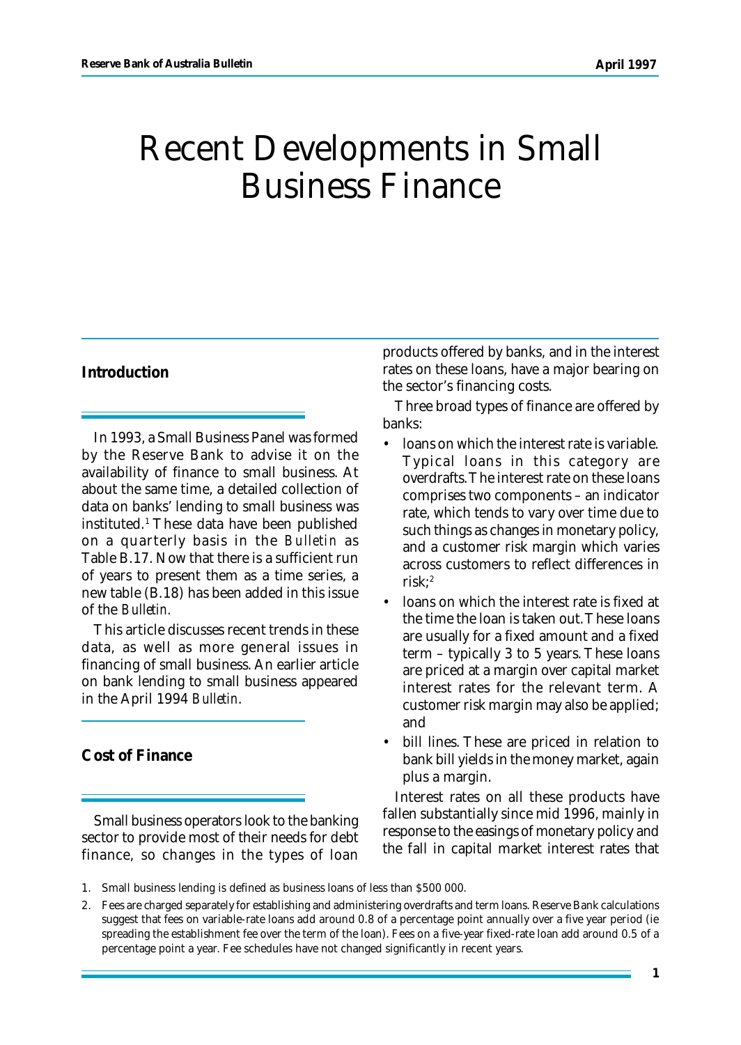# Recent Developments in Small Business Finance

## Introduction

In 1993, a Small Business Panel was formed by the Reserve Bank to advise it on the availability of finance to small business. At about the same time, a detailed collection of data on banks' lending to small business was instituted.[1] These data have been published on a quarterly basis in the *Bulletin* as Table B.17. Now that there is a sufficient run of years to present them as a time series, a new table (B.18) has been added in this issue of the *Bulletin*.

This article discusses recent trends in these data, as well as more general issues in financing of small business. An earlier article on bank lending to small business appeared in the April 1994 *Bulletin*.

## Cost of Finance

Small business operators look to the banking sector to provide most of their needs for debt finance, so changes in the types of loan products offered by banks, and in the interest rates on these loans, have a major bearing on the sector's financing costs.

Three broad types of finance are offered by banks:

- loans on which the interest rate is variable. Typical loans in this category are overdrafts. The interest rate on these loans comprises two components – an indicator rate, which tends to vary over time due to such things as changes in monetary policy, and a customer risk margin which varies across customers to reflect differences in risk;[2]
- loans on which the interest rate is fixed at the time the loan is taken out. These loans are usually for a fixed amount and a fixed term – typically 3 to 5 years. These loans are priced at a margin over capital market interest rates for the relevant term. A customer risk margin may also be applied; and
- bill lines. These are priced in relation to bank bill yields in the money market, again plus a margin.

Interest rates on all these products have fallen substantially since mid 1996, mainly in response to the easings of monetary policy and the fall in capital market interest rates that

1. Small business lending is defined as business loans of less than $500 000.
2. Fees are charged separately for establishing and administering overdrafts and term loans. Reserve Bank calculations suggest that fees on variable-rate loans add around 0.8 of a percentage point annually over a five year period (ie spreading the establishment fee over the term of the loan). Fees on a five-year fixed-rate loan add around 0.5 of a percentage point a year. Fee schedules have not changed significantly in recent years.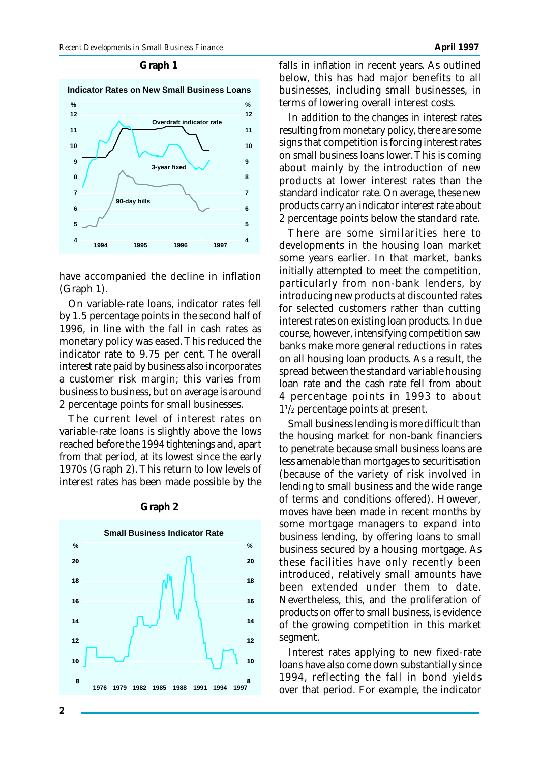**Graph 1**

**Indicator Rates on New Small Business Loans**

have accompanied the decline in inflation (Graph 1).

On variable-rate loans, indicator rates fell by 1.5 percentage points in the second half of 1996, in line with the fall in cash rates as monetary policy was eased. This reduced the indicator rate to 9.75 per cent. The overall interest rate paid by business also incorporates a customer risk margin; this varies from business to business, but on average is around 2 percentage points for small businesses.

The current level of interest rates on variable-rate loans is slightly above the lows reached before the 1994 tightenings and, apart from that period, at its lowest since the early 1970s (Graph 2). This return to low levels of interest rates has been made possible by the falls in inflation in recent years. As outlined below, this has had major benefits to all businesses, including small businesses, in terms of lowering overall interest costs.

**Graph 2**

**Small Business Indicator Rate**

In addition to the changes in interest rates resulting from monetary policy, there are some signs that competition is forcing interest rates on small business loans lower. This is coming about mainly by the introduction of new products at lower interest rates than the standard indicator rate. On average, these new products carry an indicator interest rate about 2 percentage points below the standard rate.

There are some similarities here to developments in the housing loan market some years earlier. In that market, banks initially attempted to meet the competition, particularly from non-bank lenders, by introducing new products at discounted rates for selected customers rather than cutting interest rates on existing loan products. In due course, however, intensifying competition saw banks make more general reductions in rates on all housing loan products. As a result, the spread between the standard variable housing loan rate and the cash rate fell from about 4 percentage points in 1993 to about $1\frac{1}{2}$ percentage points at present.

Small business lending is more difficult than the housing market for non-bank financiers to penetrate because small business loans are less amenable than mortgages to securitisation (because of the variety of risk involved in lending to small business and the wide range of terms and conditions offered). However, moves have been made in recent months by some mortgage managers to expand into business lending, by offering loans to small business secured by a housing mortgage. As these facilities have only recently been introduced, relatively small amounts have been extended under them to date. Nevertheless, this, and the proliferation of products on offer to small business, is evidence of the growing competition in this market segment.

Interest rates applying to new fixed-rate loans have also come down substantially since 1994, reflecting the fall in bond yields over that period. For example, the indicator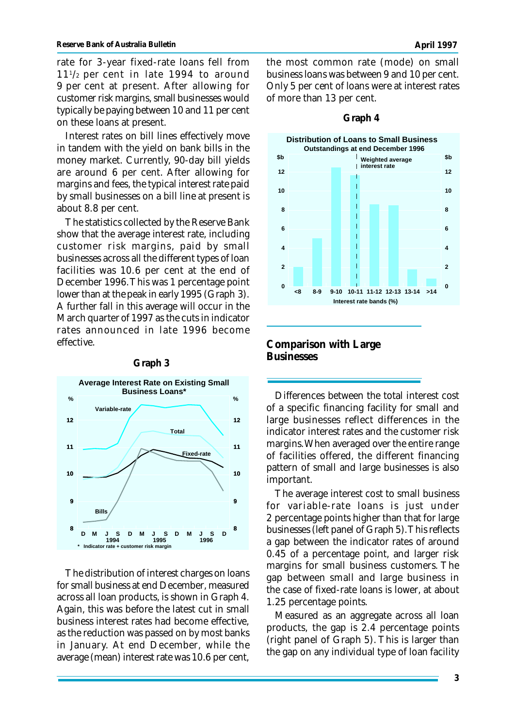rate for 3-year fixed-rate loans fell from 11½ per cent in late 1994 to around 9 per cent at present. After allowing for customer risk margins, small businesses would typically be paying between 10 and 11 per cent on these loans at present.

Interest rates on bill lines effectively move in tandem with the yield on bank bills in the money market. Currently, 90-day bill yields are around 6 per cent. After allowing for margins and fees, the typical interest rate paid by small businesses on a bill line at present is about 8.8 per cent.

The statistics collected by the Reserve Bank show that the average interest rate, including customer risk margins, paid by small businesses across all the different types of loan facilities was 10.6 per cent at the end of December 1996. This was 1 percentage point lower than at the peak in early 1995 (Graph 3). A further fall in this average will occur in the March quarter of 1997 as the cuts in indicator rates announced in late 1996 become effective.

**Graph 3**

**Average Interest Rate on Existing Small Business Loans***

\* Indicator rate + customer risk margin

The distribution of interest charges on loans for small business at end December, measured across all loan products, is shown in Graph 4. Again, this was before the latest cut in small business interest rates had become effective, as the reduction was passed on by most banks in January. At end December, while the average (mean) interest rate was 10.6 per cent, the most common rate (mode) on small business loans was between 9 and 10 per cent. Only 5 per cent of loans were at interest rates of more than 13 per cent.

**Graph 4**

**Distribution of Loans to Small Business**
**Outstandings at end December 1996**

## Comparison with Large Businesses

Differences between the total interest cost of a specific financing facility for small and large businesses reflect differences in the indicator interest rates and the customer risk margins. When averaged over the entire range of facilities offered, the different financing pattern of small and large businesses is also important.

The average interest cost to small business for variable-rate loans is just under 2 percentage points higher than that for large businesses (left panel of Graph 5). This reflects a gap between the indicator rates of around 0.45 of a percentage point, and larger risk margins for small business customers. The gap between small and large business in the case of fixed-rate loans is lower, at about 1.25 percentage points.

Measured as an aggregate across all loan products, the gap is 2.4 percentage points (right panel of Graph 5). This is larger than the gap on any individual type of loan facility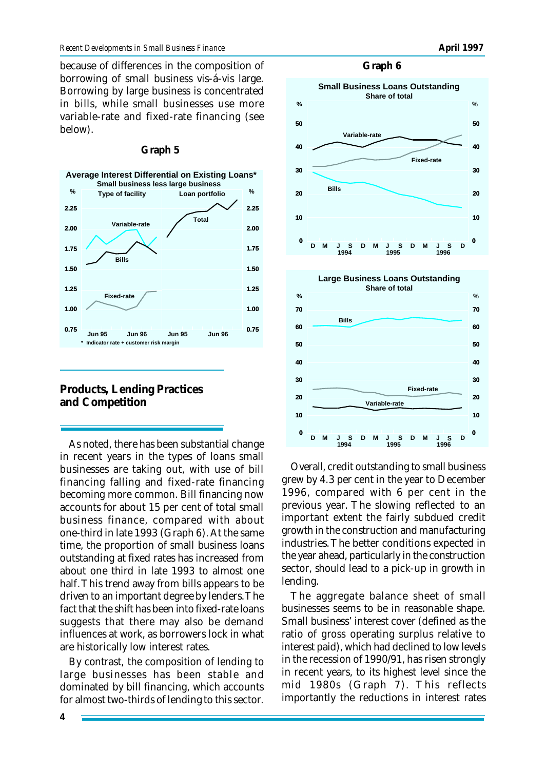because of differences in the composition of borrowing of small business vis-á-vis large. Borrowing by large business is concentrated in bills, while small businesses use more variable-rate and fixed-rate financing (see below).

**Graph 5**

**Average Interest Differential on Existing Loans***
Small business less large business

\* Indicator rate + customer risk margin

## Products, Lending Practices and Competition

As noted, there has been substantial change in recent years in the types of loans small businesses are taking out, with use of bill financing falling and fixed-rate financing becoming more common. Bill financing now accounts for about 15 per cent of total small business finance, compared with about one-third in late 1993 (Graph 6). At the same time, the proportion of small business loans outstanding at fixed rates has increased from about one third in late 1993 to almost one half. This trend away from bills appears to be driven to an important degree by lenders. The fact that the shift has been into fixed-rate loans suggests that there may also be demand influences at work, as borrowers lock in what are historically low interest rates.

By contrast, the composition of lending to large businesses has been stable and dominated by bill financing, which accounts for almost two-thirds of lending to this sector.

**Graph 6**

**Small Business Loans Outstanding**
Share of total

**Large Business Loans Outstanding**
Share of total

Overall, credit outstanding to small business grew by 4.3 per cent in the year to December 1996, compared with 6 per cent in the previous year. The slowing reflected to an important extent the fairly subdued credit growth in the construction and manufacturing industries. The better conditions expected in the year ahead, particularly in the construction sector, should lead to a pick-up in growth in lending.

The aggregate balance sheet of small businesses seems to be in reasonable shape. Small business' interest cover (defined as the ratio of gross operating surplus relative to interest paid), which had declined to low levels in the recession of 1990/91, has risen strongly in recent years, to its highest level since the mid 1980s (Graph 7). This reflects importantly the reductions in interest rates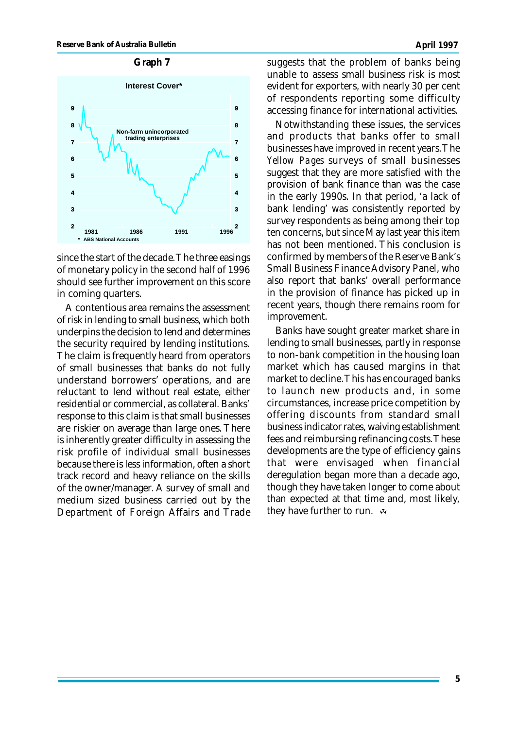**Graph 7**

Interest Cover*

9
8
7
6
5
4
3
2

Non-farm unincorporated trading enterprises

1981
1986
1991
1996

\* ABS National Accounts

since the start of the decade. The three easings of monetary policy in the second half of 1996 should see further improvement on this score in coming quarters.

A contentious area remains the assessment of risk in lending to small business, which both underpins the decision to lend and determines the security required by lending institutions. The claim is frequently heard from operators of small businesses that banks do not fully understand borrowers' operations, and are reluctant to lend without real estate, either residential or commercial, as collateral. Banks' response to this claim is that small businesses are riskier on average than large ones. There is inherently greater difficulty in assessing the risk profile of individual small businesses because there is less information, often a short track record and heavy reliance on the skills of the owner/manager. A survey of small and medium sized business carried out by the Department of Foreign Affairs and Trade suggests that the problem of banks being unable to assess small business risk is most evident for exporters, with nearly 30 per cent of respondents reporting some difficulty accessing finance for international activities.

Notwithstanding these issues, the services and products that banks offer to small businesses have improved in recent years. The *Yellow Pages* surveys of small businesses suggest that they are more satisfied with the provision of bank finance than was the case in the early 1990s. In that period, 'a lack of bank lending' was consistently reported by survey respondents as being among their top ten concerns, but since May last year this item has not been mentioned. This conclusion is confirmed by members of the Reserve Bank's Small Business Finance Advisory Panel, who also report that banks' overall performance in the provision of finance has picked up in recent years, though there remains room for improvement.

Banks have sought greater market share in lending to small businesses, partly in response to non-bank competition in the housing loan market which has caused margins in that market to decline. This has encouraged banks to launch new products and, in some circumstances, increase price competition by offering discounts from standard small business indicator rates, waiving establishment fees and reimbursing refinancing costs. These developments are the type of efficiency gains that were envisaged when financial deregulation began more than a decade ago, though they have taken longer to come about than expected at that time and, most likely, they have further to run.